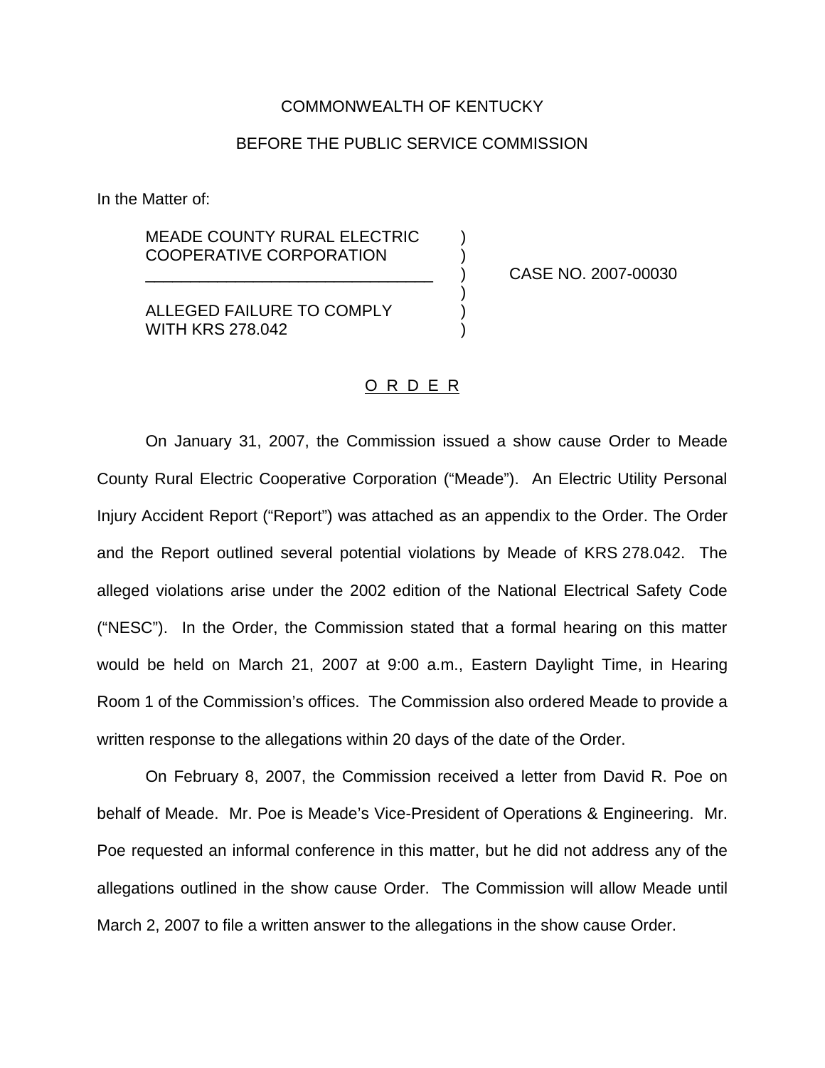COMMONWEALTH OF KENTUCKY

BEFORE THE PUBLIC SERVICE COMMISSION

In the Matter of:

| | | |
|---|---|---|
| MEADE COUNTY RURAL ELECTRIC COOPERATIVE CORPORATION | ) | |
| ________________________________ | ) | CASE NO. 2007-00030 |
| ALLEGED FAILURE TO COMPLY WITH KRS 278.042 | ) | |

O R D E R

On January 31, 2007, the Commission issued a show cause Order to Meade County Rural Electric Cooperative Corporation ("Meade"). An Electric Utility Personal Injury Accident Report ("Report") was attached as an appendix to the Order. The Order and the Report outlined several potential violations by Meade of KRS 278.042. The alleged violations arise under the 2002 edition of the National Electrical Safety Code ("NESC"). In the Order, the Commission stated that a formal hearing on this matter would be held on March 21, 2007 at 9:00 a.m., Eastern Daylight Time, in Hearing Room 1 of the Commission's offices. The Commission also ordered Meade to provide a written response to the allegations within 20 days of the date of the Order.

On February 8, 2007, the Commission received a letter from David R. Poe on behalf of Meade. Mr. Poe is Meade's Vice-President of Operations & Engineering. Mr. Poe requested an informal conference in this matter, but he did not address any of the allegations outlined in the show cause Order. The Commission will allow Meade until March 2, 2007 to file a written answer to the allegations in the show cause Order.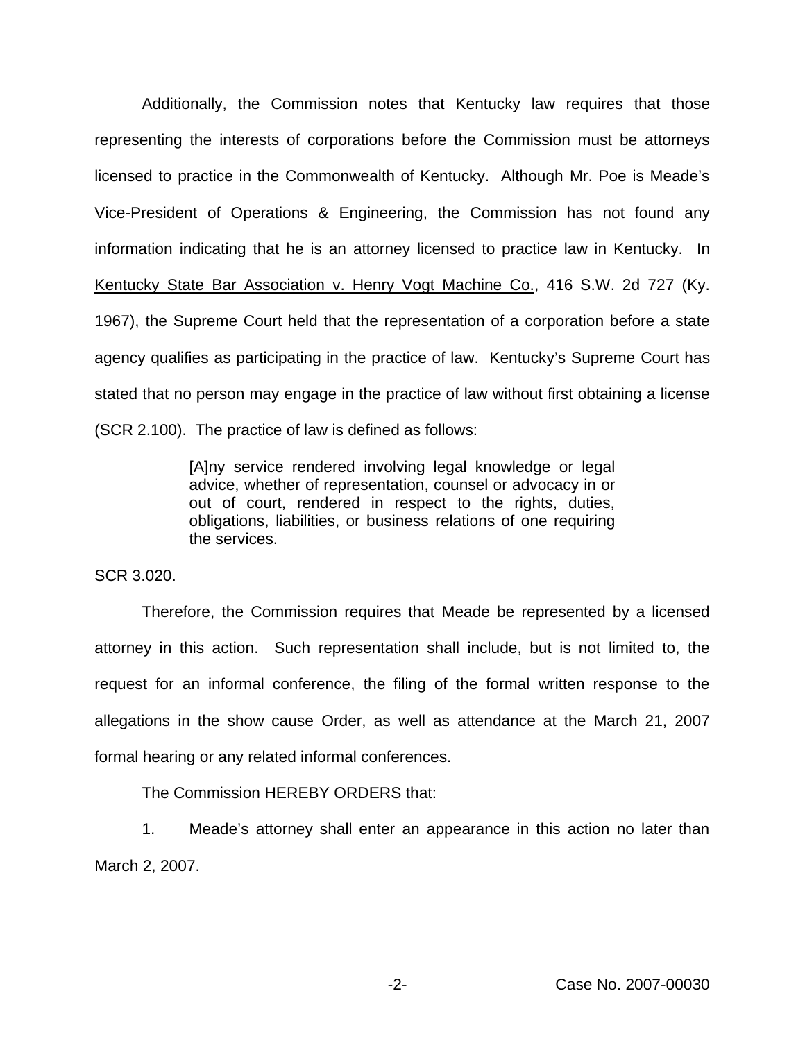Additionally, the Commission notes that Kentucky law requires that those representing the interests of corporations before the Commission must be attorneys licensed to practice in the Commonwealth of Kentucky. Although Mr. Poe is Meade's Vice-President of Operations & Engineering, the Commission has not found any information indicating that he is an attorney licensed to practice law in Kentucky. In Kentucky State Bar Association v. Henry Vogt Machine Co., 416 S.W. 2d 727 (Ky. 1967), the Supreme Court held that the representation of a corporation before a state agency qualifies as participating in the practice of law. Kentucky's Supreme Court has stated that no person may engage in the practice of law without first obtaining a license (SCR 2.100). The practice of law is defined as follows:

> [A]ny service rendered involving legal knowledge or legal advice, whether of representation, counsel or advocacy in or out of court, rendered in respect to the rights, duties, obligations, liabilities, or business relations of one requiring the services.

SCR 3.020.

Therefore, the Commission requires that Meade be represented by a licensed attorney in this action. Such representation shall include, but is not limited to, the request for an informal conference, the filing of the formal written response to the allegations in the show cause Order, as well as attendance at the March 21, 2007 formal hearing or any related informal conferences.

The Commission HEREBY ORDERS that:

1. Meade's attorney shall enter an appearance in this action no later than March 2, 2007.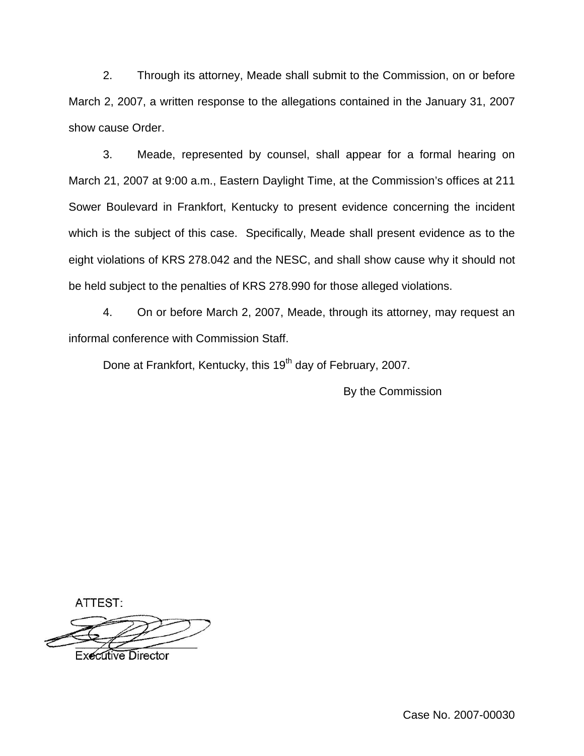2. Through its attorney, Meade shall submit to the Commission, on or before March 2, 2007, a written response to the allegations contained in the January 31, 2007 show cause Order.

3. Meade, represented by counsel, shall appear for a formal hearing on March 21, 2007 at 9:00 a.m., Eastern Daylight Time, at the Commission's offices at 211 Sower Boulevard in Frankfort, Kentucky to present evidence concerning the incident which is the subject of this case. Specifically, Meade shall present evidence as to the eight violations of KRS 278.042 and the NESC, and shall show cause why it should not be held subject to the penalties of KRS 278.990 for those alleged violations.

4. On or before March 2, 2007, Meade, through its attorney, may request an informal conference with Commission Staff.

Done at Frankfort, Kentucky, this 19th day of February, 2007.

By the Commission

ATTEST:

Executive Director

Case No. 2007-00030